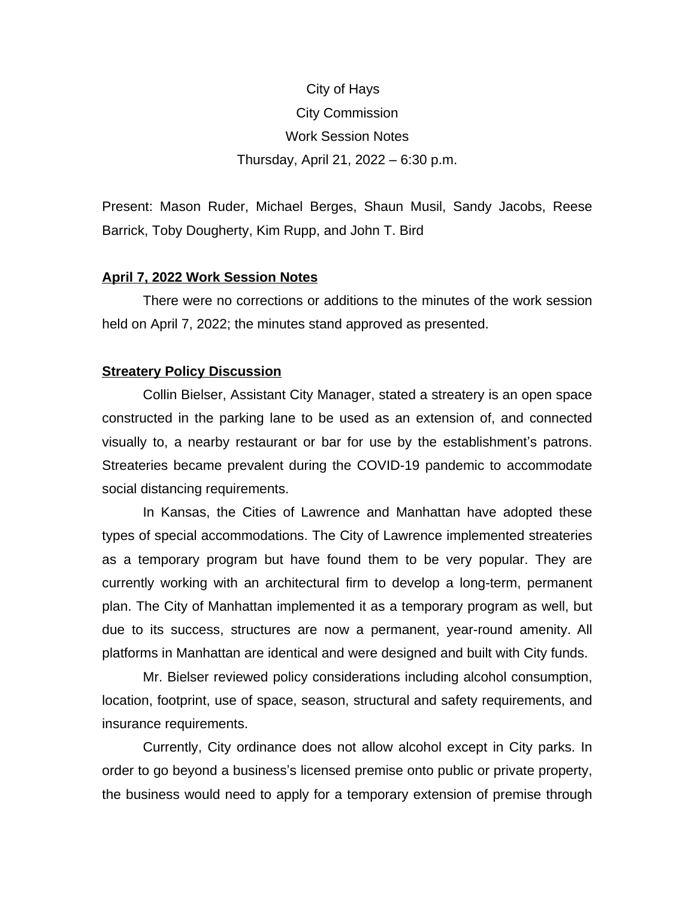City of Hays

City Commission

Work Session Notes

Thursday, April 21, 2022 – 6:30 p.m.

Present: Mason Ruder, Michael Berges, Shaun Musil, Sandy Jacobs, Reese Barrick, Toby Dougherty, Kim Rupp, and John T. Bird

**April 7, 2022 Work Session Notes**

There were no corrections or additions to the minutes of the work session held on April 7, 2022; the minutes stand approved as presented.

**Streatery Policy Discussion**

Collin Bielser, Assistant City Manager, stated a streatery is an open space constructed in the parking lane to be used as an extension of, and connected visually to, a nearby restaurant or bar for use by the establishment's patrons. Streateries became prevalent during the COVID-19 pandemic to accommodate social distancing requirements.

In Kansas, the Cities of Lawrence and Manhattan have adopted these types of special accommodations. The City of Lawrence implemented streateries as a temporary program but have found them to be very popular. They are currently working with an architectural firm to develop a long-term, permanent plan. The City of Manhattan implemented it as a temporary program as well, but due to its success, structures are now a permanent, year-round amenity. All platforms in Manhattan are identical and were designed and built with City funds.

Mr. Bielser reviewed policy considerations including alcohol consumption, location, footprint, use of space, season, structural and safety requirements, and insurance requirements.

Currently, City ordinance does not allow alcohol except in City parks. In order to go beyond a business's licensed premise onto public or private property, the business would need to apply for a temporary extension of premise through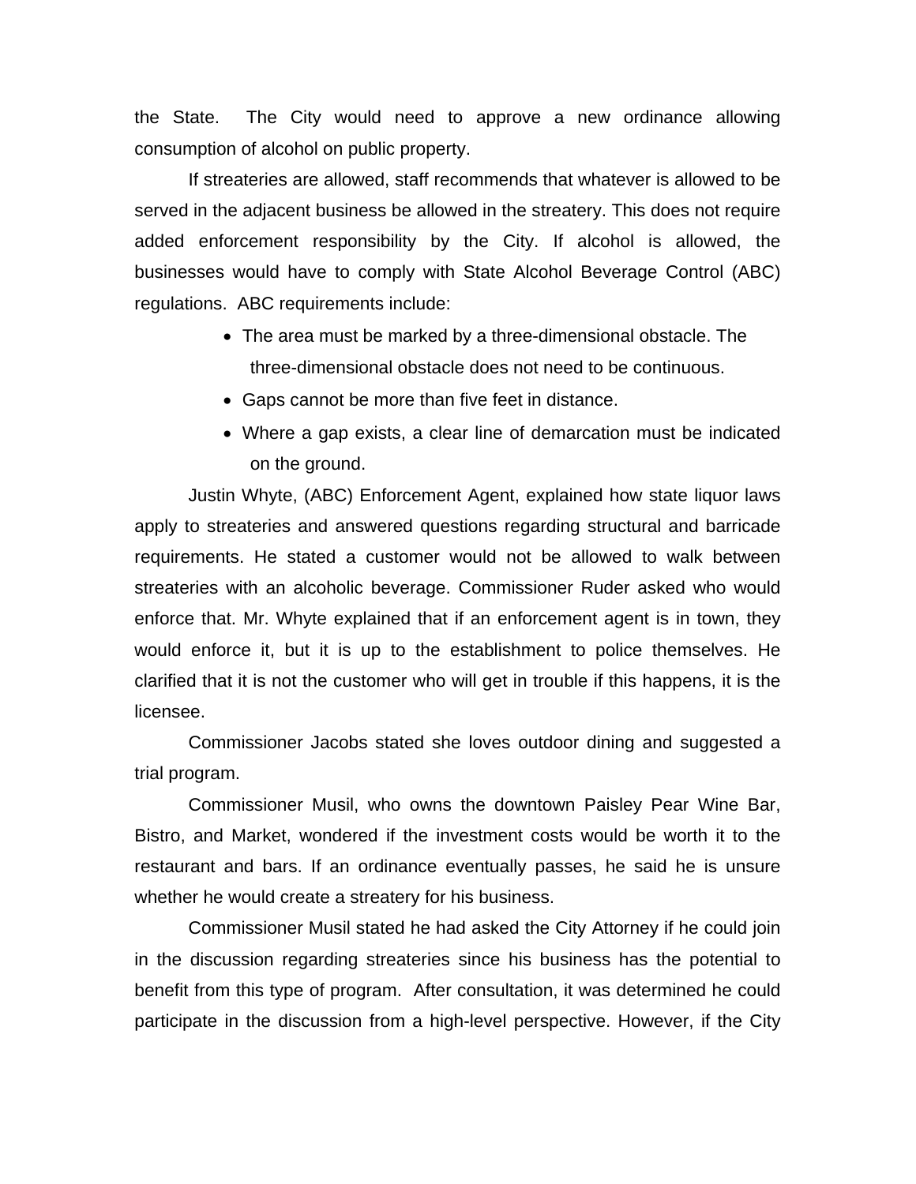the State. The City would need to approve a new ordinance allowing consumption of alcohol on public property.

If streateries are allowed, staff recommends that whatever is allowed to be served in the adjacent business be allowed in the streatery. This does not require added enforcement responsibility by the City. If alcohol is allowed, the businesses would have to comply with State Alcohol Beverage Control (ABC) regulations. ABC requirements include:

- The area must be marked by a three-dimensional obstacle. The three-dimensional obstacle does not need to be continuous.
- Gaps cannot be more than five feet in distance.
- Where a gap exists, a clear line of demarcation must be indicated on the ground.

Justin Whyte, (ABC) Enforcement Agent, explained how state liquor laws apply to streateries and answered questions regarding structural and barricade requirements. He stated a customer would not be allowed to walk between streateries with an alcoholic beverage. Commissioner Ruder asked who would enforce that. Mr. Whyte explained that if an enforcement agent is in town, they would enforce it, but it is up to the establishment to police themselves. He clarified that it is not the customer who will get in trouble if this happens, it is the licensee.

Commissioner Jacobs stated she loves outdoor dining and suggested a trial program.

Commissioner Musil, who owns the downtown Paisley Pear Wine Bar, Bistro, and Market, wondered if the investment costs would be worth it to the restaurant and bars. If an ordinance eventually passes, he said he is unsure whether he would create a streatery for his business.

Commissioner Musil stated he had asked the City Attorney if he could join in the discussion regarding streateries since his business has the potential to benefit from this type of program. After consultation, it was determined he could participate in the discussion from a high-level perspective. However, if the City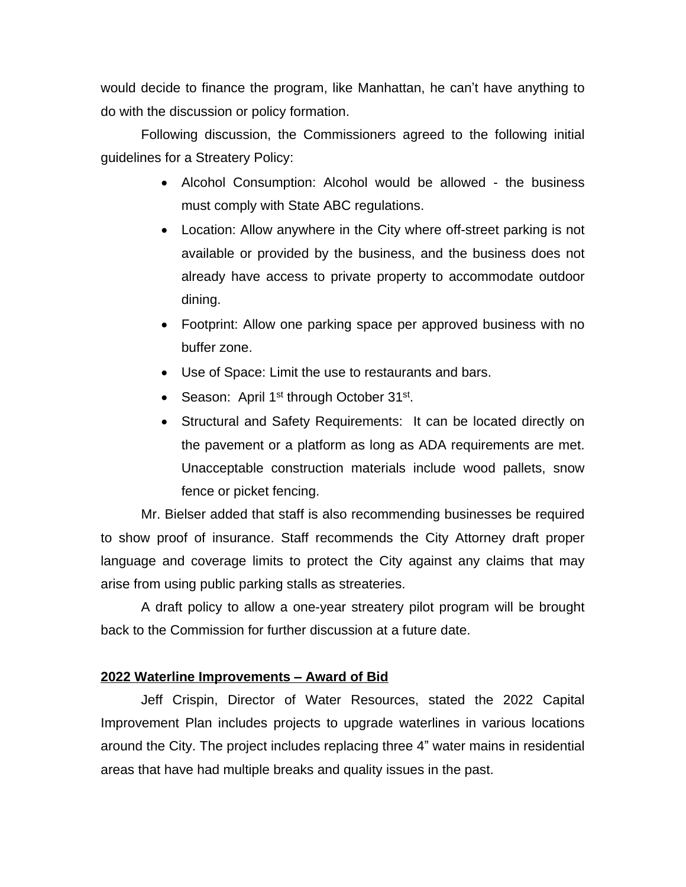would decide to finance the program, like Manhattan, he can't have anything to do with the discussion or policy formation.

Following discussion, the Commissioners agreed to the following initial guidelines for a Streatery Policy:

- Alcohol Consumption: Alcohol would be allowed - the business must comply with State ABC regulations.
- Location: Allow anywhere in the City where off-street parking is not available or provided by the business, and the business does not already have access to private property to accommodate outdoor dining.
- Footprint: Allow one parking space per approved business with no buffer zone.
- Use of Space: Limit the use to restaurants and bars.
- Season: April 1st through October 31st.
- Structural and Safety Requirements: It can be located directly on the pavement or a platform as long as ADA requirements are met. Unacceptable construction materials include wood pallets, snow fence or picket fencing.

Mr. Bielser added that staff is also recommending businesses be required to show proof of insurance. Staff recommends the City Attorney draft proper language and coverage limits to protect the City against any claims that may arise from using public parking stalls as streateries.

A draft policy to allow a one-year streatery pilot program will be brought back to the Commission for further discussion at a future date.

**2022 Waterline Improvements – Award of Bid**

Jeff Crispin, Director of Water Resources, stated the 2022 Capital Improvement Plan includes projects to upgrade waterlines in various locations around the City. The project includes replacing three 4" water mains in residential areas that have had multiple breaks and quality issues in the past.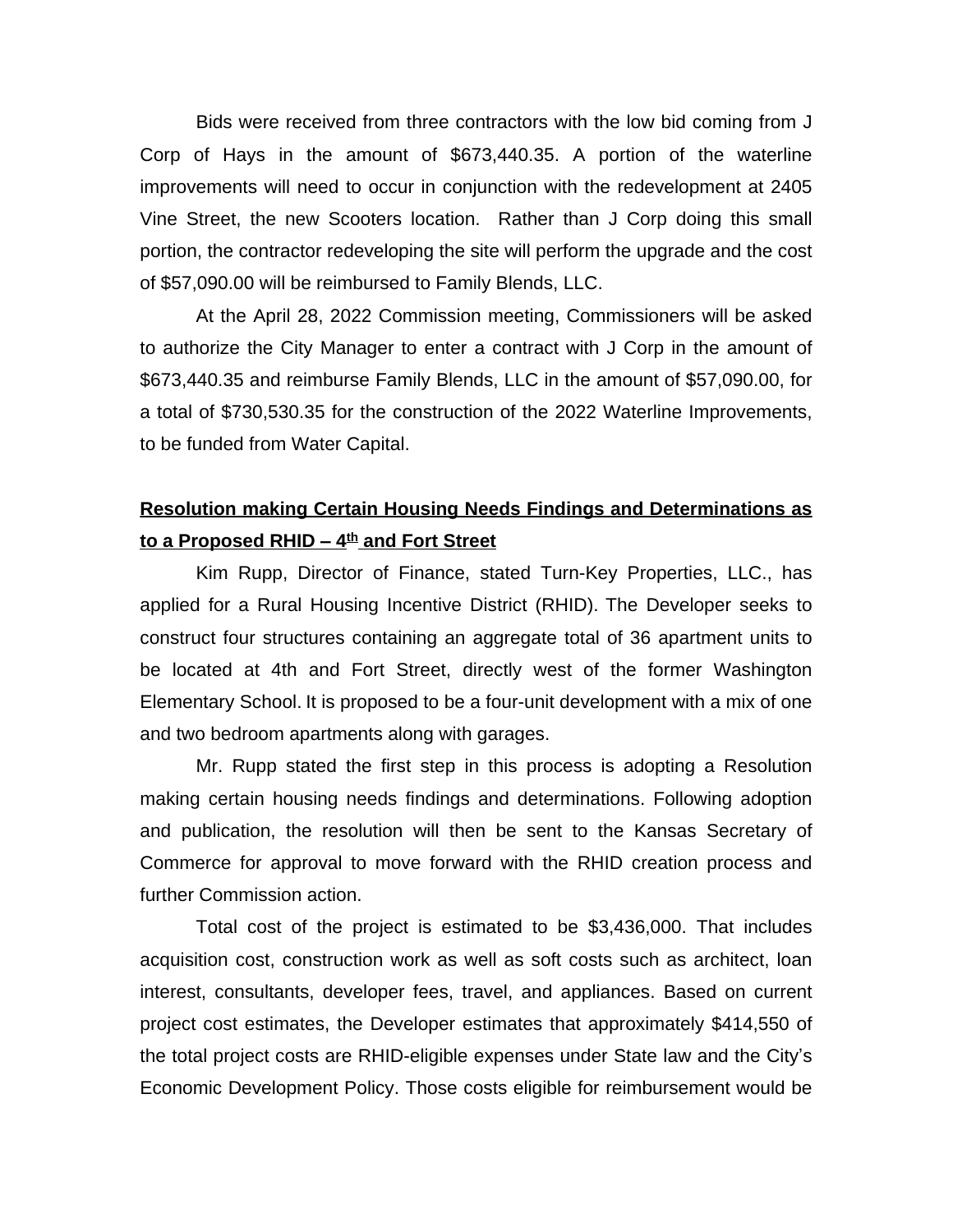Bids were received from three contractors with the low bid coming from J Corp of Hays in the amount of $673,440.35. A portion of the waterline improvements will need to occur in conjunction with the redevelopment at 2405 Vine Street, the new Scooters location. Rather than J Corp doing this small portion, the contractor redeveloping the site will perform the upgrade and the cost of $57,090.00 will be reimbursed to Family Blends, LLC.

At the April 28, 2022 Commission meeting, Commissioners will be asked to authorize the City Manager to enter a contract with J Corp in the amount of $673,440.35 and reimburse Family Blends, LLC in the amount of $57,090.00, for a total of $730,530.35 for the construction of the 2022 Waterline Improvements, to be funded from Water Capital.

**Resolution making Certain Housing Needs Findings and Determinations as to a Proposed RHID – 4th and Fort Street**

Kim Rupp, Director of Finance, stated Turn-Key Properties, LLC., has applied for a Rural Housing Incentive District (RHID). The Developer seeks to construct four structures containing an aggregate total of 36 apartment units to be located at 4th and Fort Street, directly west of the former Washington Elementary School. It is proposed to be a four-unit development with a mix of one and two bedroom apartments along with garages.

Mr. Rupp stated the first step in this process is adopting a Resolution making certain housing needs findings and determinations. Following adoption and publication, the resolution will then be sent to the Kansas Secretary of Commerce for approval to move forward with the RHID creation process and further Commission action.

Total cost of the project is estimated to be $3,436,000. That includes acquisition cost, construction work as well as soft costs such as architect, loan interest, consultants, developer fees, travel, and appliances. Based on current project cost estimates, the Developer estimates that approximately $414,550 of the total project costs are RHID-eligible expenses under State law and the City's Economic Development Policy. Those costs eligible for reimbursement would be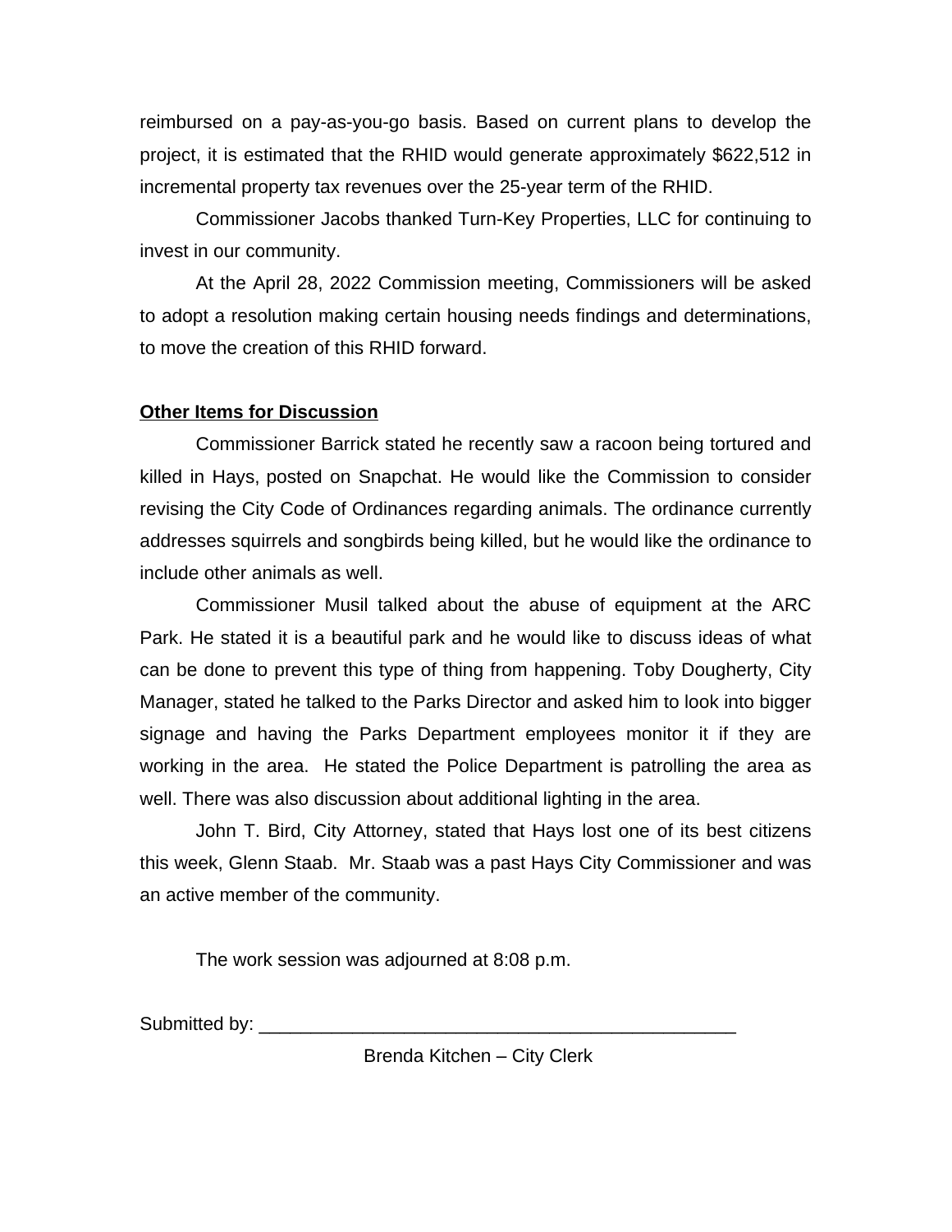reimbursed on a pay-as-you-go basis. Based on current plans to develop the project, it is estimated that the RHID would generate approximately $622,512 in incremental property tax revenues over the 25-year term of the RHID.

Commissioner Jacobs thanked Turn-Key Properties, LLC for continuing to invest in our community.

At the April 28, 2022 Commission meeting, Commissioners will be asked to adopt a resolution making certain housing needs findings and determinations, to move the creation of this RHID forward.

**<u>Other Items for Discussion</u>**

Commissioner Barrick stated he recently saw a racoon being tortured and killed in Hays, posted on Snapchat. He would like the Commission to consider revising the City Code of Ordinances regarding animals. The ordinance currently addresses squirrels and songbirds being killed, but he would like the ordinance to include other animals as well.

Commissioner Musil talked about the abuse of equipment at the ARC Park. He stated it is a beautiful park and he would like to discuss ideas of what can be done to prevent this type of thing from happening. Toby Dougherty, City Manager, stated he talked to the Parks Director and asked him to look into bigger signage and having the Parks Department employees monitor it if they are working in the area. He stated the Police Department is patrolling the area as well. There was also discussion about additional lighting in the area.

John T. Bird, City Attorney, stated that Hays lost one of its best citizens this week, Glenn Staab. Mr. Staab was a past Hays City Commissioner and was an active member of the community.

The work session was adjourned at 8:08 p.m.

Submitted by: _______________________________________________

Brenda Kitchen – City Clerk